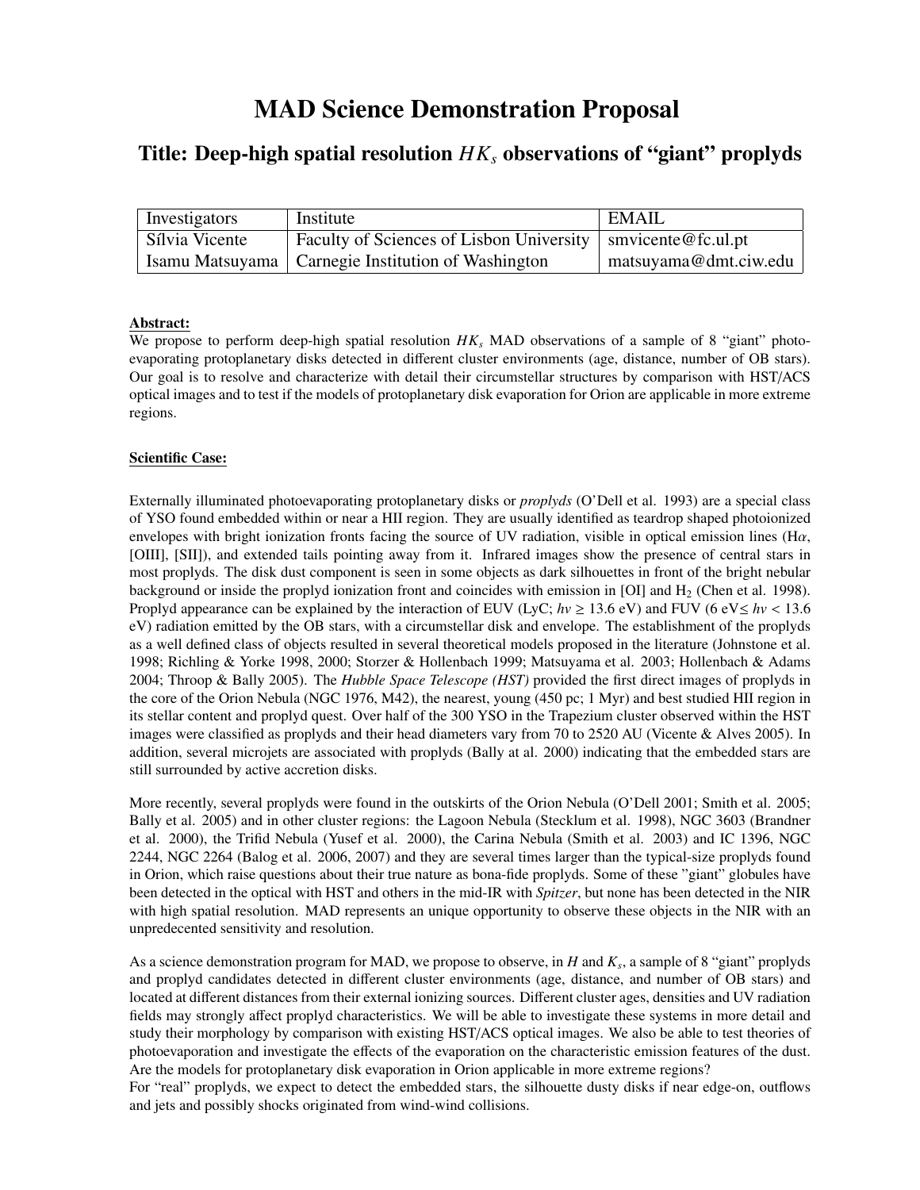# MAD Science Demonstration Proposal

## Title: Deep-high spatial resolution $HK_s$ observations of "giant" proplyds

| Investigators | Institute | EMAIL |
| --- | --- | --- |
| Sílvia Vicente | Faculty of Sciences of Lisbon University | smvicente@fc.ul.pt |
| Isamu Matsuyama | Carnegie Institution of Washington | matsuyama@dmt.ciw.edu |

**Abstract:**

We propose to perform deep-high spatial resolution $HK_s$ MAD observations of a sample of 8 "giant" photo-evaporating protoplanetary disks detected in different cluster environments (age, distance, number of OB stars). Our goal is to resolve and characterize with detail their circumstellar structures by comparison with HST/ACS optical images and to test if the models of protoplanetary disk evaporation for Orion are applicable in more extreme regions.

**Scientific Case:**

Externally illuminated photoevaporating protoplanetary disks or *proplyds* (O'Dell et al. 1993) are a special class of YSO found embedded within or near a HII region. They are usually identified as teardrop shaped photoionized envelopes with bright ionization fronts facing the source of UV radiation, visible in optical emission lines (H$\alpha$, [OIII], [SII]), and extended tails pointing away from it. Infrared images show the presence of central stars in most proplyds. The disk dust component is seen in some objects as dark silhouettes in front of the bright nebular background or inside the proplyd ionization front and coincides with emission in [OI] and $H_2$ (Chen et al. 1998). Proplyd appearance can be explained by the interaction of EUV (LyC; $h\nu \geq 13.6$ eV) and FUV (6 eV$\leq h\nu < 13.6$ eV) radiation emitted by the OB stars, with a circumstellar disk and envelope. The establishment of the proplyds as a well defined class of objects resulted in several theoretical models proposed in the literature (Johnstone et al. 1998; Richling & Yorke 1998, 2000; Storzer & Hollenbach 1999; Matsuyama et al. 2003; Hollenbach & Adams 2004; Throop & Bally 2005). The *Hubble Space Telescope (HST)* provided the first direct images of proplyds in the core of the Orion Nebula (NGC 1976, M42), the nearest, young (450 pc; 1 Myr) and best studied HII region in its stellar content and proplyd quest. Over half of the 300 YSO in the Trapezium cluster observed within the HST images were classified as proplyds and their head diameters vary from 70 to 2520 AU (Vicente & Alves 2005). In addition, several microjets are associated with proplyds (Bally at al. 2000) indicating that the embedded stars are still surrounded by active accretion disks.

More recently, several proplyds were found in the outskirts of the Orion Nebula (O'Dell 2001; Smith et al. 2005; Bally et al. 2005) and in other cluster regions: the Lagoon Nebula (Stecklum et al. 1998), NGC 3603 (Brandner et al. 2000), the Trifid Nebula (Yusef et al. 2000), the Carina Nebula (Smith et al. 2003) and IC 1396, NGC 2244, NGC 2264 (Balog et al. 2006, 2007) and they are several times larger than the typical-size proplyds found in Orion, which raise questions about their true nature as bona-fide proplyds. Some of these "giant" globules have been detected in the optical with HST and others in the mid-IR with *Spitzer*, but none has been detected in the NIR with high spatial resolution. MAD represents an unique opportunity to observe these objects in the NIR with an unpredecented sensitivity and resolution.

As a science demonstration program for MAD, we propose to observe, in $H$ and $K_s$, a sample of 8 "giant" proplyds and proplyd candidates detected in different cluster environments (age, distance, and number of OB stars) and located at different distances from their external ionizing sources. Different cluster ages, densities and UV radiation fields may strongly affect proplyd characteristics. We will be able to investigate these systems in more detail and study their morphology by comparison with existing HST/ACS optical images. We also be able to test theories of photoevaporation and investigate the effects of the evaporation on the characteristic emission features of the dust. Are the models for protoplanetary disk evaporation in Orion applicable in more extreme regions?

For "real" proplyds, we expect to detect the embedded stars, the silhouette dusty disks if near edge-on, outflows and jets and possibly shocks originated from wind-wind collisions.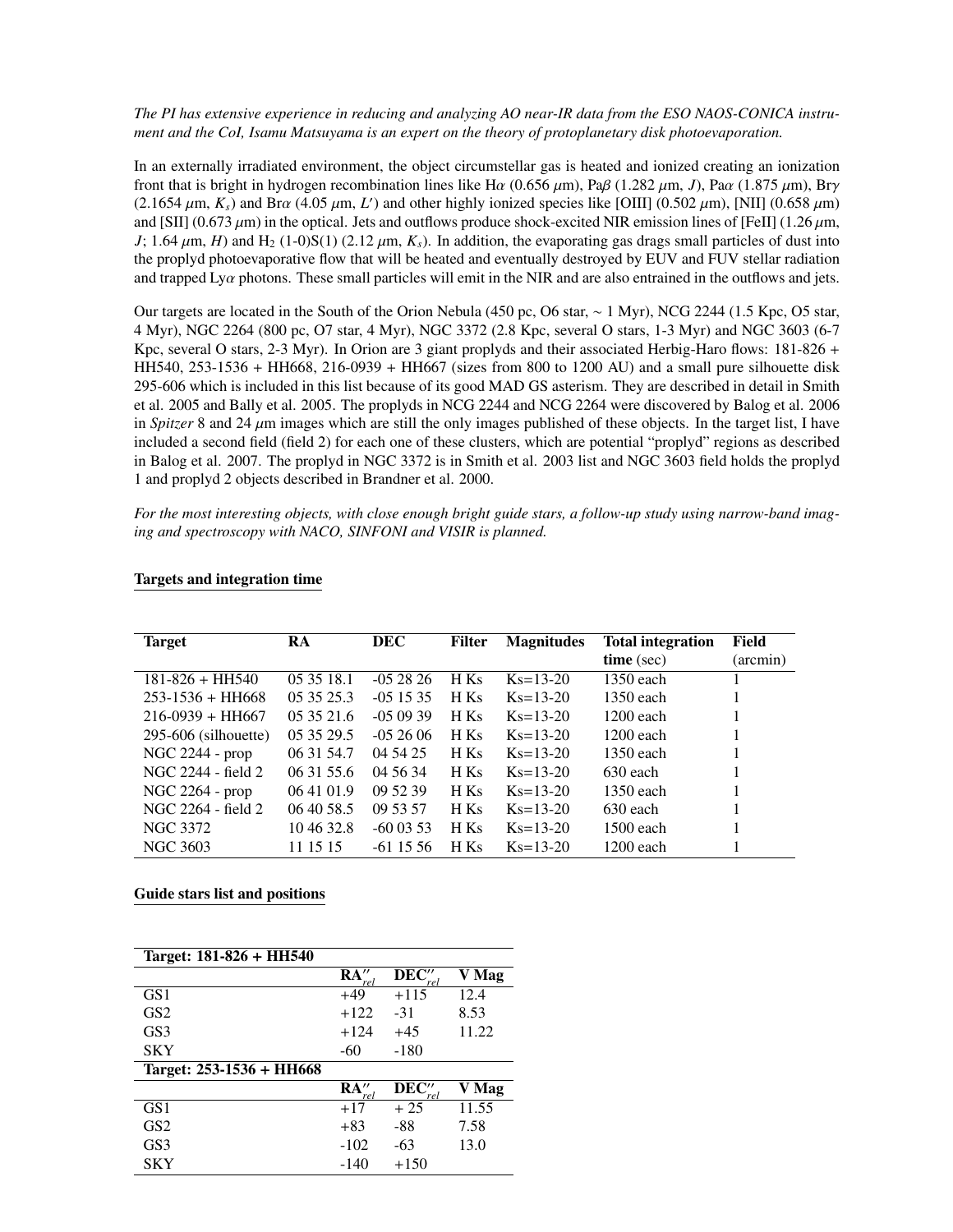*The PI has extensive experience in reducing and analyzing AO near-IR data from the ESO NAOS-CONICA instrument and the CoI, Isamu Matsuyama is an expert on the theory of protoplanetary disk photoevaporation.*

In an externally irradiated environment, the object circumstellar gas is heated and ionized creating an ionization front that is bright in hydrogen recombination lines like H$\alpha$ (0.656 $\mu$m), Pa$\beta$ (1.282 $\mu$m, $J$), Pa$\alpha$ (1.875 $\mu$m), Br$\gamma$ (2.1654 $\mu$m, $K_s$) and Br$\alpha$ (4.05 $\mu$m, $L'$) and other highly ionized species like [OIII] (0.502 $\mu$m), [NII] (0.658 $\mu$m) and [SII] (0.673 $\mu$m) in the optical. Jets and outflows produce shock-excited NIR emission lines of [FeII] (1.26 $\mu$m, $J$; 1.64 $\mu$m, $H$) and $H_2$ (1-0)S(1) (2.12 $\mu$m, $K_s$). In addition, the evaporating gas drags small particles of dust into the proplyd photoevaporative flow that will be heated and eventually destroyed by EUV and FUV stellar radiation and trapped Ly$\alpha$ photons. These small particles will emit in the NIR and are also entrained in the outflows and jets.

Our targets are located in the South of the Orion Nebula (450 pc, O6 star, ~ 1 Myr), NCG 2244 (1.5 Kpc, O5 star, 4 Myr), NGC 2264 (800 pc, O7 star, 4 Myr), NGC 3372 (2.8 Kpc, several O stars, 1-3 Myr) and NGC 3603 (6-7 Kpc, several O stars, 2-3 Myr). In Orion are 3 giant proplyds and their associated Herbig-Haro flows: 181-826 + HH540, 253-1536 + HH668, 216-0939 + HH667 (sizes from 800 to 1200 AU) and a small pure silhouette disk 295-606 which is included in this list because of its good MAD GS asterism. They are described in detail in Smith et al. 2005 and Bally et al. 2005. The proplyds in NCG 2244 and NCG 2264 were discovered by Balog et al. 2006 in *Spitzer* 8 and 24 $\mu$m images which are still the only images published of these objects. In the target list, I have included a second field (field 2) for each one of these clusters, which are potential "proplyd" regions as described in Balog et al. 2007. The proplyd in NGC 3372 is in Smith et al. 2003 list and NGC 3603 field holds the proplyd 1 and proplyd 2 objects described in Brandner et al. 2000.

*For the most interesting objects, with close enough bright guide stars, a follow-up study using narrow-band imaging and spectroscopy with NACO, SINFONI and VISIR is planned.*

## Targets and integration time

| Target | RA | DEC | Filter | Magnitudes | Total integration time (sec) | Field (arcmin) |
|---|---|---|---|---|---|---|
| 181-826 + HH540 | 05 35 18.1 | -05 28 26 | H Ks | Ks=13-20 | 1350 each | 1 |
| 253-1536 + HH668 | 05 35 25.3 | -05 15 35 | H Ks | Ks=13-20 | 1350 each | 1 |
| 216-0939 + HH667 | 05 35 21.6 | -05 09 39 | H Ks | Ks=13-20 | 1200 each | 1 |
| 295-606 (silhouette) | 05 35 29.5 | -05 26 06 | H Ks | Ks=13-20 | 1200 each | 1 |
| NGC 2244 - prop | 06 31 54.7 | 04 54 25 | H Ks | Ks=13-20 | 1350 each | 1 |
| NGC 2244 - field 2 | 06 31 55.6 | 04 56 34 | H Ks | Ks=13-20 | 630 each | 1 |
| NGC 2264 - prop | 06 41 01.9 | 09 52 39 | H Ks | Ks=13-20 | 1350 each | 1 |
| NGC 2264 - field 2 | 06 40 58.5 | 09 53 57 | H Ks | Ks=13-20 | 630 each | 1 |
| NGC 3372 | 10 46 32.8 | -60 03 53 | H Ks | Ks=13-20 | 1500 each | 1 |
| NGC 3603 | 11 15 15 | -61 15 56 | H Ks | Ks=13-20 | 1200 each | 1 |

## Guide stars list and positions

| Target: 181-826 + HH540 | | | |
|---|---|---|---|
| | $RA''_{rel}$ | $DEC''_{rel}$ | V Mag |
| GS1 | +49 | +115 | 12.4 |
| GS2 | +122 | -31 | 8.53 |
| GS3 | +124 | +45 | 11.22 |
| SKY | -60 | -180 | |
| **Target: 253-1536 + HH668** | | | |
| | $RA''_{rel}$ | $DEC''_{rel}$ | V Mag |
| GS1 | +17 | + 25 | 11.55 |
| GS2 | +83 | -88 | 7.58 |
| GS3 | -102 | -63 | 13.0 |
| SKY | -140 | +150 | |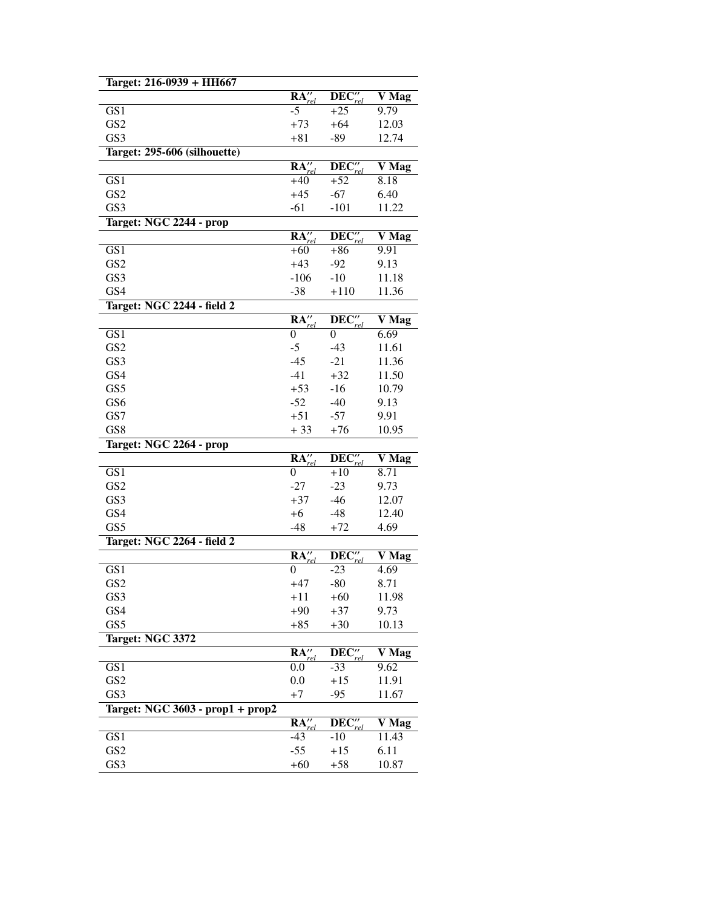| Target: 216-0939 + HH667 | | | |
|---|---|---|---|
| | $RA''_{rel}$ | $DEC''_{rel}$ | V Mag |
| GS1 | -5 | +25 | 9.79 |
| GS2 | +73 | +64 | 12.03 |
| GS3 | +81 | -89 | 12.74 |

| Target: 295-606 (silhouette) | | | |
|---|---|---|---|
| | $RA''_{rel}$ | $DEC''_{rel}$ | V Mag |
| GS1 | +40 | +52 | 8.18 |
| GS2 | +45 | -67 | 6.40 |
| GS3 | -61 | -101 | 11.22 |

| Target: NGC 2244 - prop | | | |
|---|---|---|---|
| | $RA''_{rel}$ | $DEC''_{rel}$ | V Mag |
| GS1 | +60 | +86 | 9.91 |
| GS2 | +43 | -92 | 9.13 |
| GS3 | -106 | -10 | 11.18 |
| GS4 | -38 | +110 | 11.36 |

| Target: NGC 2244 - field 2 | | | |
|---|---|---|---|
| | $RA''_{rel}$ | $DEC''_{rel}$ | V Mag |
| GS1 | 0 | 0 | 6.69 |
| GS2 | -5 | -43 | 11.61 |
| GS3 | -45 | -21 | 11.36 |
| GS4 | -41 | +32 | 11.50 |
| GS5 | +53 | -16 | 10.79 |
| GS6 | -52 | -40 | 9.13 |
| GS7 | +51 | -57 | 9.91 |
| GS8 | + 33 | +76 | 10.95 |

| Target: NGC 2264 - prop | | | |
|---|---|---|---|
| | $RA''_{rel}$ | $DEC''_{rel}$ | V Mag |
| GS1 | 0 | +10 | 8.71 |
| GS2 | -27 | -23 | 9.73 |
| GS3 | +37 | -46 | 12.07 |
| GS4 | +6 | -48 | 12.40 |
| GS5 | -48 | +72 | 4.69 |

| Target: NGC 2264 - field 2 | | | |
|---|---|---|---|
| | $RA''_{rel}$ | $DEC''_{rel}$ | V Mag |
| GS1 | 0 | -23 | 4.69 |
| GS2 | +47 | -80 | 8.71 |
| GS3 | +11 | +60 | 11.98 |
| GS4 | +90 | +37 | 9.73 |
| GS5 | +85 | +30 | 10.13 |

| Target: NGC 3372 | | | |
|---|---|---|---|
| | $RA''_{rel}$ | $DEC''_{rel}$ | V Mag |
| GS1 | 0.0 | -33 | 9.62 |
| GS2 | 0.0 | +15 | 11.91 |
| GS3 | +7 | -95 | 11.67 |

| Target: NGC 3603 - prop1 + prop2 | | | |
|---|---|---|---|
| | $RA''_{rel}$ | $DEC''_{rel}$ | V Mag |
| GS1 | -43 | -10 | 11.43 |
| GS2 | -55 | +15 | 6.11 |
| GS3 | +60 | +58 | 10.87 |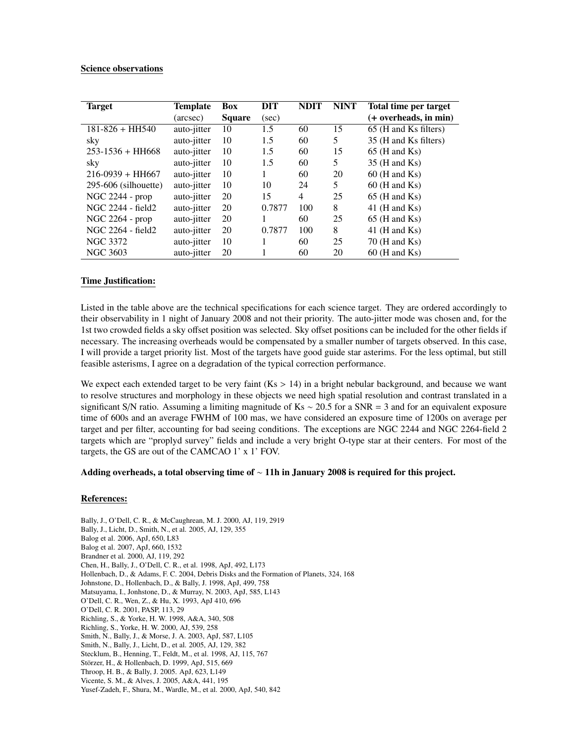**Science observations**

| **Target** | **Template** (arcsec) | **Box Square** | **DIT** (sec) | **NDIT** | **NINT** | **Total time per target (+ overheads, in min)** |
|---|---|---|---|---|---|---|
| 181-826 + HH540 | auto-jitter | 10 | 1.5 | 60 | 15 | 65 (H and Ks filters) |
| sky | auto-jitter | 10 | 1.5 | 60 | 5 | 35 (H and Ks filters) |
| 253-1536 + HH668 | auto-jitter | 10 | 1.5 | 60 | 15 | 65 (H and Ks) |
| sky | auto-jitter | 10 | 1.5 | 60 | 5 | 35 (H and Ks) |
| 216-0939 + HH667 | auto-jitter | 10 | 1 | 60 | 20 | 60 (H and Ks) |
| 295-606 (silhouette) | auto-jitter | 10 | 10 | 24 | 5 | 60 (H and Ks) |
| NGC 2244 - prop | auto-jitter | 20 | 15 | 4 | 25 | 65 (H and Ks) |
| NGC 2244 - field2 | auto-jitter | 20 | 0.7877 | 100 | 8 | 41 (H and Ks) |
| NGC 2264 - prop | auto-jitter | 20 | 1 | 60 | 25 | 65 (H and Ks) |
| NGC 2264 - field2 | auto-jitter | 20 | 0.7877 | 100 | 8 | 41 (H and Ks) |
| NGC 3372 | auto-jitter | 10 | 1 | 60 | 25 | 70 (H and Ks) |
| NGC 3603 | auto-jitter | 20 | 1 | 60 | 20 | 60 (H and Ks) |

**Time Justification:**

Listed in the table above are the technical specifications for each science target. They are ordered accordingly to their observability in 1 night of January 2008 and not their priority. The auto-jitter mode was chosen and, for the 1st two crowded fields a sky offset position was selected. Sky offset positions can be included for the other fields if necessary. The increasing overheads would be compensated by a smaller number of targets observed. In this case, I will provide a target priority list. Most of the targets have good guide star asterims. For the less optimal, but still feasible asterisms, I agree on a degradation of the typical correction performance.

We expect each extended target to be very faint (Ks > 14) in a bright nebular background, and because we want to resolve structures and morphology in these objects we need high spatial resolution and contrast translated in a significant S/N ratio. Assuming a limiting magnitude of Ks ∼ 20.5 for a SNR = 3 and for an equivalent exposure time of 600s and an average FWHM of 100 mas, we have considered an exposure time of 1200s on average per target and per filter, accounting for bad seeing conditions. The exceptions are NGC 2244 and NGC 2264-field 2 targets which are "proplyd survey" fields and include a very bright O-type star at their centers. For most of the targets, the GS are out of the CAMCAO 1' x 1' FOV.

**Adding overheads, a total observing time of ∼ 11h in January 2008 is required for this project.**

**References:**

Bally, J., O'Dell, C. R., & McCaughrean, M. J. 2000, AJ, 119, 2919
Bally, J., Licht, D., Smith, N., et al. 2005, AJ, 129, 355
Balog et al. 2006, ApJ, 650, L83
Balog et al. 2007, ApJ, 660, 1532
Brandner et al. 2000, AJ, 119, 292
Chen, H., Bally, J., O'Dell, C. R., et al. 1998, ApJ, 492, L173
Hollenbach, D., & Adams, F. C. 2004, Debris Disks and the Formation of Planets, 324, 168
Johnstone, D., Hollenbach, D., & Bally, J. 1998, ApJ, 499, 758
Matsuyama, I., Jonhstone, D., & Murray, N. 2003, ApJ, 585, L143
O'Dell, C. R., Wen, Z., & Hu, X. 1993, ApJ 410, 696
O'Dell, C. R. 2001, PASP, 113, 29
Richling, S., & Yorke, H. W. 1998, A&A, 340, 508
Richling, S., Yorke, H. W. 2000, AJ, 539, 258
Smith, N., Bally, J., & Morse, J. A. 2003, ApJ, 587, L105
Smith, N., Bally, J., Licht, D., et al. 2005, AJ, 129, 382
Stecklum, B., Henning, T., Feldt, M., et al. 1998, AJ, 115, 767
Störzer, H., & Hollenbach, D. 1999, ApJ, 515, 669
Throop, H. B., & Bally, J. 2005. ApJ, 623, L149
Vicente, S. M., & Alves, J. 2005, A&A, 441, 195
Yusef-Zadeh, F., Shura, M., Wardle, M., et al. 2000, ApJ, 540, 842